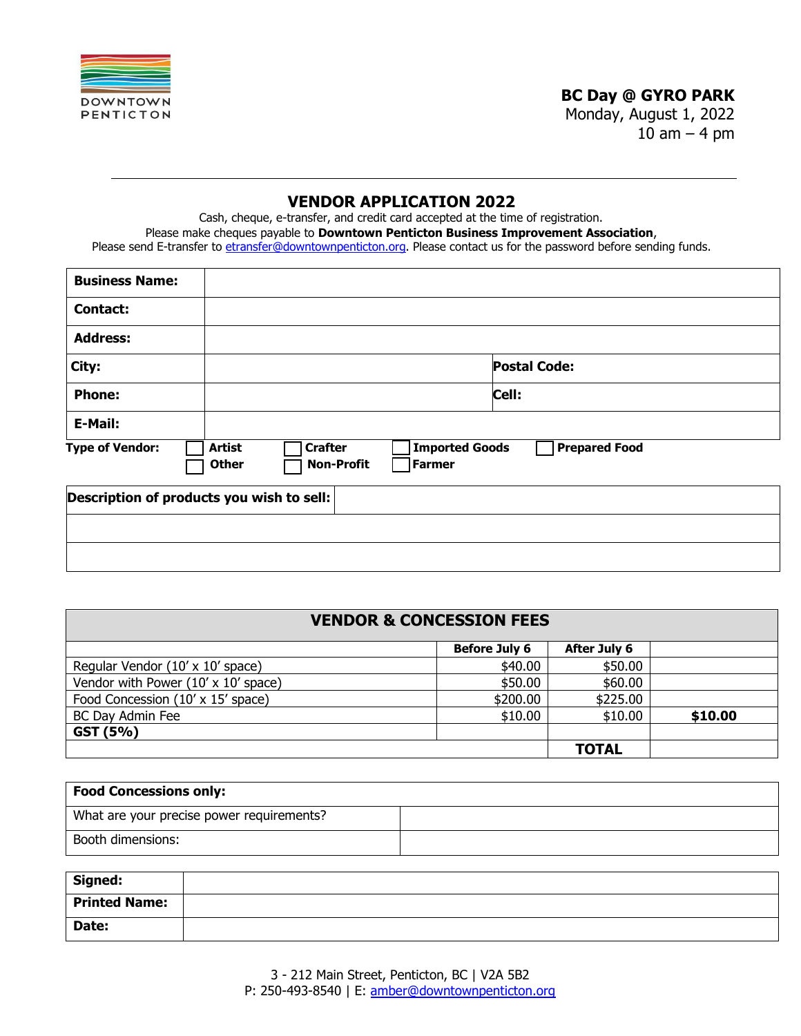DOWNTOWN PENTICTON

**BC Day @ GYRO PARK**
Monday, August 1, 2022
10 am – 4 pm

---

## VENDOR APPLICATION 2022

Cash, cheque, e-transfer, and credit card accepted at the time of registration.
Please make cheques payable to **Downtown Penticton Business Improvement Association**,
Please send E-transfer to etransfer@downtownpenticton.org. Please contact us for the password before sending funds.

| | | | |
|---|---|---|---|
| **Business Name:** | | | |
| **Contact:** | | | |
| **Address:** | | | |
| **City:** | | **Postal Code:** | |
| **Phone:** | | **Cell:** | |
| **E-Mail:** | | | |

**Type of Vendor:** ☐ **Artist** ☐ **Crafter** ☐ **Imported Goods** ☐ **Prepared Food** ☐ **Other** ☐ **Non-Profit** ☐ **Farmer**

| **Description of products you wish to sell:** | |
|---|---|
| | |
| | |

| VENDOR & CONCESSION FEES | | | |
|---|---|---|---|
| | **Before July 6** | **After July 6** | |
| Regular Vendor (10' x 10' space) | $40.00 | $50.00 | |
| Vendor with Power (10' x 10' space) | $50.00 | $60.00 | |
| Food Concession (10' x 15' space) | $200.00 | $225.00 | |
| BC Day Admin Fee | $10.00 | $10.00 | **$10.00** |
| **GST (5%)** | | | |
| | | **TOTAL** | |

| **Food Concessions only:** | |
|---|---|
| What are your precise power requirements? | |
| Booth dimensions: | |

| | |
|---|---|
| **Signed:** | |
| **Printed Name:** | |
| **Date:** | |

3 - 212 Main Street, Penticton, BC | V2A 5B2
P: 250-493-8540 | E: amber@downtownpenticton.org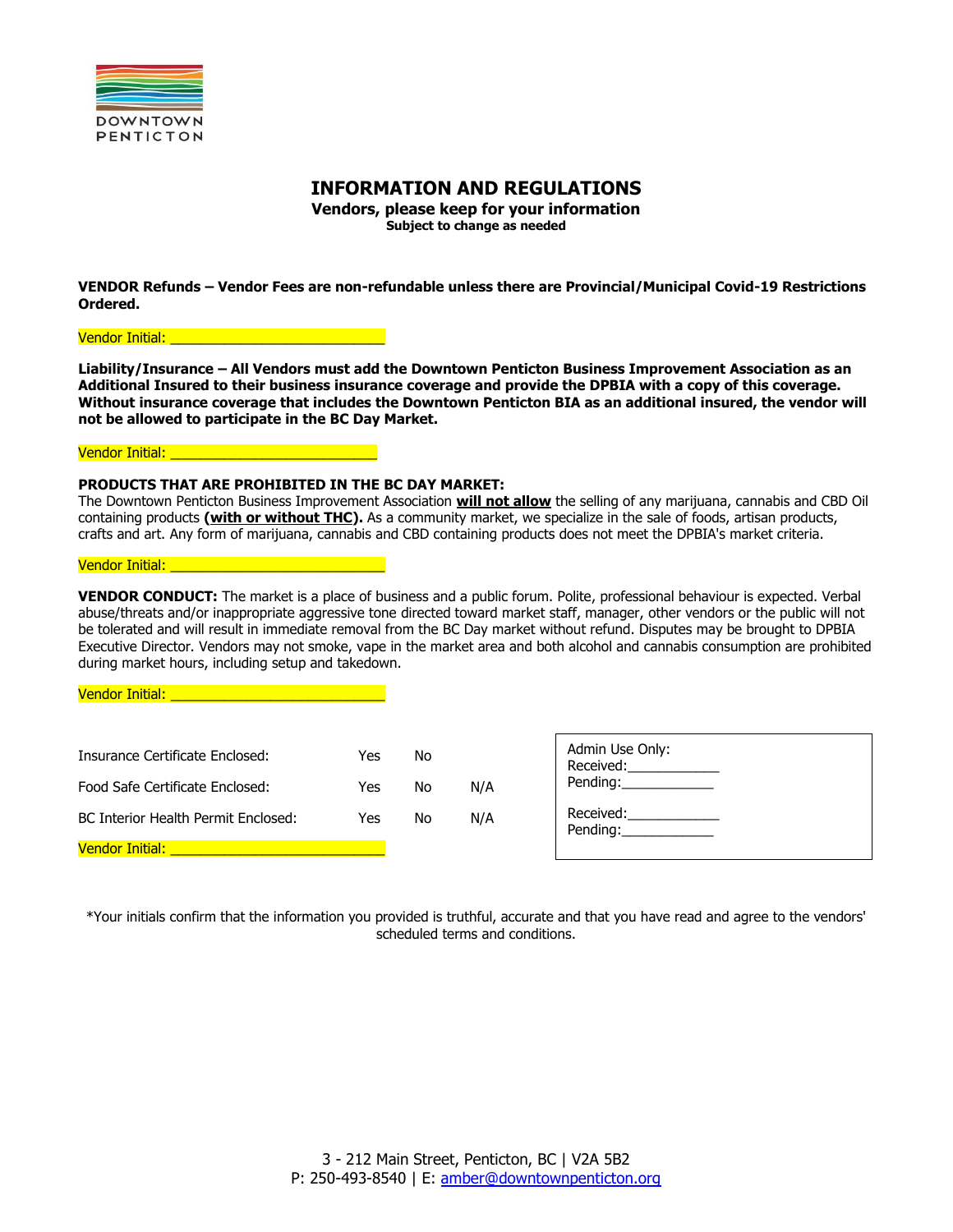DOWNTOWN PENTICTON

# INFORMATION AND REGULATIONS

**Vendors, please keep for your information**

**Subject to change as needed**

**VENDOR Refunds – Vendor Fees are non-refundable unless there are Provincial/Municipal Covid-19 Restrictions Ordered.**

Vendor Initial: ___________________________

**Liability/Insurance – All Vendors must add the Downtown Penticton Business Improvement Association as an Additional Insured to their business insurance coverage and provide the DPBIA with a copy of this coverage. Without insurance coverage that includes the Downtown Penticton BIA as an additional insured, the vendor will not be allowed to participate in the BC Day Market.**

Vendor Initial: ___________________________

**PRODUCTS THAT ARE PROHIBITED IN THE BC DAY MARKET:**

The Downtown Penticton Business Improvement Association **will not allow** the selling of any marijuana, cannabis and CBD Oil containing products **(with or without THC).** As a community market, we specialize in the sale of foods, artisan products, crafts and art. Any form of marijuana, cannabis and CBD containing products does not meet the DPBIA's market criteria.

Vendor Initial: ___________________________

**VENDOR CONDUCT:** The market is a place of business and a public forum. Polite, professional behaviour is expected. Verbal abuse/threats and/or inappropriate aggressive tone directed toward market staff, manager, other vendors or the public will not be tolerated and will result in immediate removal from the BC Day market without refund. Disputes may be brought to DPBIA Executive Director. Vendors may not smoke, vape in the market area and both alcohol and cannabis consumption are prohibited during market hours, including setup and takedown.

Vendor Initial: ___________________________

| | | | |
|---|---|---|---|
| Insurance Certificate Enclosed: | Yes | No | |
| Food Safe Certificate Enclosed: | Yes | No | N/A |
| BC Interior Health Permit Enclosed: | Yes | No | N/A |

Vendor Initial: ___________________________

Admin Use Only:
Received:____________
Pending:____________

Received:____________
Pending:____________

*Your initials confirm that the information you provided is truthful, accurate and that you have read and agree to the vendors' scheduled terms and conditions.

3 - 212 Main Street, Penticton, BC | V2A 5B2
P: 250-493-8540 | E: amber@downtownpenticton.org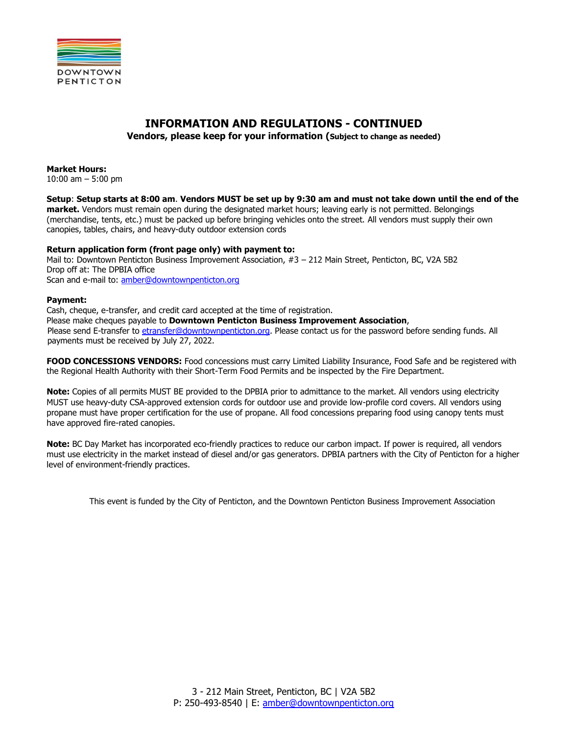DOWNTOWN
PENTICTON

# INFORMATION AND REGULATIONS - CONTINUED

**Vendors, please keep for your information (Subject to change as needed)**

**Market Hours:**
10:00 am – 5:00 pm

**Setup**: **Setup starts at 8:00 am**. **Vendors MUST be set up by 9:30 am and must not take down until the end of the market.** Vendors must remain open during the designated market hours; leaving early is not permitted. Belongings (merchandise, tents, etc.) must be packed up before bringing vehicles onto the street. All vendors must supply their own canopies, tables, chairs, and heavy-duty outdoor extension cords

**Return application form (front page only) with payment to:**
Mail to: Downtown Penticton Business Improvement Association, #3 – 212 Main Street, Penticton, BC, V2A 5B2
Drop off at: The DPBIA office
Scan and e-mail to: amber@downtownpenticton.org

**Payment:**
Cash, cheque, e-transfer, and credit card accepted at the time of registration.
Please make cheques payable to **Downtown Penticton Business Improvement Association**,
Please send E-transfer to etransfer@downtownpenticton.org. Please contact us for the password before sending funds. All payments must be received by July 27, 2022.

**FOOD CONCESSIONS VENDORS:** Food concessions must carry Limited Liability Insurance, Food Safe and be registered with the Regional Health Authority with their Short-Term Food Permits and be inspected by the Fire Department.

**Note:** Copies of all permits MUST BE provided to the DPBIA prior to admittance to the market. All vendors using electricity MUST use heavy-duty CSA-approved extension cords for outdoor use and provide low-profile cord covers. All vendors using propane must have proper certification for the use of propane. All food concessions preparing food using canopy tents must have approved fire-rated canopies.

**Note:** BC Day Market has incorporated eco-friendly practices to reduce our carbon impact. If power is required, all vendors must use electricity in the market instead of diesel and/or gas generators. DPBIA partners with the City of Penticton for a higher level of environment-friendly practices.

This event is funded by the City of Penticton, and the Downtown Penticton Business Improvement Association

3 - 212 Main Street, Penticton, BC | V2A 5B2
P: 250-493-8540 | E: amber@downtownpenticton.org